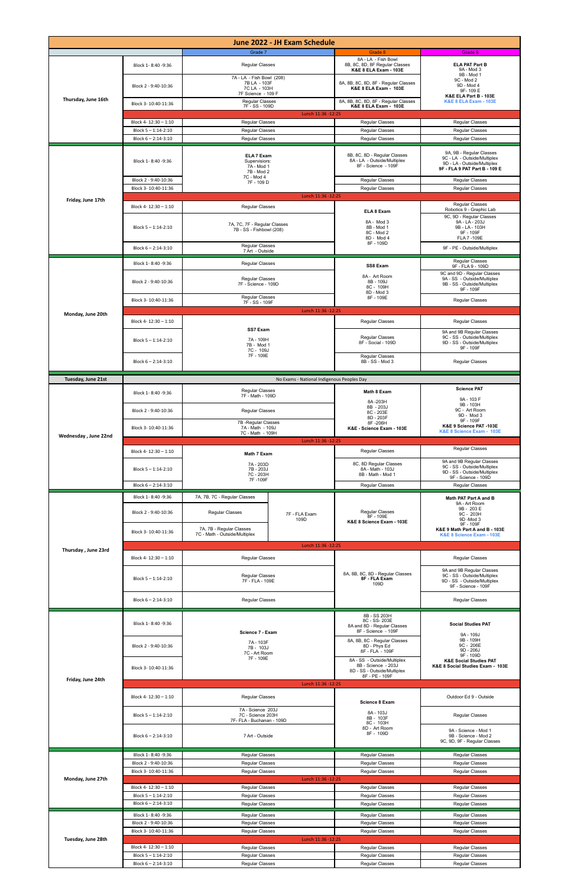# June 2022 - JH Exam Schedule

| Day | Block | Grade 7 | Grade 8 | Grade 9 |
|---|---|---|---|---|
| Thursday, June 16th | Block 1- 8:40 -9:36 | Regular Classes | 8A - LA - Fish Bowl<br>8B, 8C, 8D, 8F Regular Classes<br>**K&E 8 ELA Exam - 103E** | **ELA PAT Part B**<br>9A - Mod 3<br>9B - Mod 1<br>9C - Mod 2<br>9D - Mod 4<br>9F- 109 E<br>**K&E ELA Part B - 103E**<br>**K&E 8 ELA Exam - 103E** |
| | Block 2 - 9:40-10:36 | 7A - LA - Fish Bowl (208)<br>7B LA - 103F<br>7C LA - 103H<br>7F Science - 109 F | 8A, 8B, 8C, 8D, 8F - Regular Classes<br>**K&E 8 ELA Exam - 103E** | |
| | Block 3- 10:40-11:36 | Regular Classes<br>7F - SS - 109D | 8A, 8B, 8C, 8D, 8F - Regular Classes<br>**K&E 8 ELA Exam - 103E** | |
| | | Lunch 11:36 -12:25 | | |
| | Block 4- 12:30 – 1:10 | Regular Classes | Regular Classes | Regular Classes |
| | Block 5 – 1:14-2:10 | Regular Classes | Regular Classes | Regular Classes |
| | Block 6 – 2:14-3:10 | Regular Classes | Regular Classes | Regular Classes |
| Friday, June 17th | Block 1- 8:40 -9:36 | **ELA 7 Exam**<br>Supervisors:<br>7A - Mod 1<br>7B - Mod 2<br>7C - Mod 4<br>7F - 109 D | 8B, 8C, 8D - Regular Classes<br>8A - LA - Outside/Multiplex<br>8F - Science - 109F | 9A, 9B - Regular Classes<br>9C - LA - Outside/Multiplex<br>9D - LA - Outside/Multiplex<br>**9F - FLA 9 PAT Part B - 109 E** |
| | Block 2 - 9:40-10:36 | | Regular Classes | Regular Classes |
| | Block 3- 10:40-11:36 | | Regular Classes | Regular Classes |
| | | Lunch 11:36 -12:25 | | |
| | Block 4- 12:30 – 1:10 | Regular Classes | **ELA 8 Exam**<br>8A - Mod 3<br>8B - Mod 1<br>8C - Mod 2<br>8D - Mod 4<br>8F - 109D | Regular Classes<br>Robotics 9 - Graphic Lab |
| | Block 5 – 1:14-2:10 | 7A, 7C, 7F - Regular Classes<br>7B - SS - Fishbowl (208) | | 9C, 9D - Regular Classes<br>9A - LA - 203J<br>9B - LA - 103H<br>9F - 109F<br>FLA 7 -109E |
| | Block 6 – 2:14-3:10 | Regular Classes<br>7 Art - Outside | | 9F - PE - Outside/Multiplex |
| Monday, June 20th | Block 1- 8:40 -9:36 | Regular Classes | **SS8 Exam**<br>8A - Art Room<br>8B - 109J<br>8C - 109H<br>8D - Mod 3<br>8F - 109E | Regular Classes<br>9F - FLA 9 - 109D |
| | Block 2 - 9:40-10:36 | Regular Classes<br>7F - Science - 109D | | 9C and 9D - Regular Classes<br>9A - SS - Outside/Multiplex<br>9B - SS - Outside/Multiplex<br>9F - 109F |
| | Block 3- 10:40-11:36 | Regular Classes<br>7F - SS - 109F | | Regular Classes |
| | | Lunch 11:36 -12:25 | | |
| | Block 4- 12:30 – 1:10 | **SS7 Exam**<br>7A - 109H<br>7B - Mod 1<br>7C - 109J<br>7F - 109E | Regular Classes | Regular Classes |
| | Block 5 – 1:14-2:10 | | Regular Classes<br>8F - Social - 109D | 9A and 9B Regular Classes<br>9C - SS - Outside/Multiplex<br>9D - SS - Outside/Multiplex<br>9F - 109F |
| | Block 6 – 2:14-3:10 | | Regular Classes<br>8B - SS - Mod 3 | Regular Classes |
| Tuesday, June 21st | | No Exams - National Indigenous Peoples Day | | |
| Wednesday , June 22nd | Block 1- 8:40 -9:36 | Regular Classes<br>7F - Math - 109D | **Math 8 Exam**<br>8A -203H<br>8B - 203J<br>8C - 203E<br>8D - 203F<br>8F -206H<br>**K&E - Science Exam - 103E** | **Science PAT**<br>9A - 103 F<br>9B - 103H<br>9C - Art Room<br>9D - Mod 3<br>9F - 109F<br>**K&E 9 Science PAT -103E**<br>**K&E 8 Science Exam - 103E** |
| | Block 2 - 9:40-10:36 | Regular Classes | | |
| | Block 3- 10:40-11:36 | 7B -Regular Classes<br>7A - Math - 109J<br>7C - Math - 109H | | |
| | | Lunch 11:36 -12:25 | | |
| | Block 4- 12:30 – 1:10 | **Math 7 Exam**<br>7A - 203D<br>7B - 203J<br>7C - 203H<br>7F -109F | Regular Classes | Regular Classes |
| | Block 5 – 1:14-2:10 | | 8C, 8D Regular Classes<br>8A - Math - 103J<br>8B - Math - Mod 1 | 9A and 9B Regular Classes<br>9C - SS - Outside/Multiplex<br>9D - SS - Outside/Multiplex<br>9F - Science - 109D |
| | Block 6 – 2:14-3:10 | | Regular Classes | Regular Classes |
| Thursday , June 23rd | Block 1- 8:40 -9:36 | 7A, 7B, 7C - Regular Classes / 7F - FLA Exam 109D | Regular Classes<br>8F - 109E<br>**K&E 8 Science Exam - 103E** | **Math PAT Part A and B**<br>9A - Art Room<br>9B - 203 E<br>9C - 203H<br>9D -Mod 3<br>9F - 109F<br>**K&E 9 Math Part A and B - 103E**<br>**K&E 8 Science Exam - 103E** |
| | Block 2 - 9:40-10:36 | Regular Classes / 7F - FLA Exam 109D | | |
| | Block 3- 10:40-11:36 | 7A, 7B - Regular Classes<br>7C - Math - Outside/Multiplex / 7F - FLA Exam 109D | | |
| | | Lunch 11:36 -12:25 | | |
| | Block 4- 12:30 – 1:10 | Regular Classes | 8A, 8B, 8C, 8D - Regular Classes<br>**8F - FLA Exam**<br>109D | Regular Classes |
| | Block 5 – 1:14-2:10 | Regular Classes<br>7F - FLA - 109E | | 9A and 9B Regular Classes<br>9C - SS - Outside/Multiplex<br>9D - SS - Outside/Multiplex<br>9F - Science - 109F |
| | Block 6 – 2:14-3:10 | Regular Classes | | Regular Classes |
| Friday, June 24th | Block 1- 8:40 -9:36 | **Science 7 - Exam**<br>7A - 103F<br>7B - 103J<br>7C - Art Room<br>7F - 109E | 8B - SS 203H<br>8C - SS- 203E<br>8A and 8D - Regular Classes<br>8F - Science - 109F | **Social Studies PAT**<br>9A - 109J<br>9B - 109H<br>9C - 206E<br>9D - 206J<br>9F - 109D<br>**K&E Social Studies PAT**<br>**K&E 8 Social Studies Exam - 103E** |
| | Block 2 - 9:40-10:36 | | 8A, 8B, 8C - Regular Classes<br>8D - Phys Ed<br>8F - FLA - 109F | |
| | Block 3- 10:40-11:36 | | 8A - SS - Outside/Multiplex<br>8B - Science - 203J<br>8D - SS - Outside/Multiplex<br>8F - PE - 109F | |
| | | Lunch 11:36 -12:25 | | |
| | Block 4- 12:30 – 1:10 | Regular Classes | **Science 8 Exam**<br>8A - 103J<br>8B - 103F<br>8C - 103H<br>8D - Art Room<br>8F - 109D | Outdoor Ed 9 - Outside |
| | Block 5 – 1:14-2:10 | 7A - Science 203J<br>7C - Science 203H<br>7F- FLA - Buchanan - 109D | | Regular Classes |
| | Block 6 – 2:14-3:10 | 7 Art - Outside | | 9A - Science - Mod 1<br>9B - Science - Mod 2<br>9C, 9D, 9F - Regular Classes |
| Monday, June 27th | Block 1- 8:40 -9:36 | Regular Classes | Regular Classes | Regular Classes |
| | Block 2 - 9:40-10:36 | Regular Classes | Regular Classes | Regular Classes |
| | Block 3- 10:40-11:36 | Regular Classes | Regular Classes | Regular Classes |
| | | Lunch 11:36 -12:25 | | |
| | Block 4- 12:30 – 1:10 | Regular Classes | Regular Classes | Regular Classes |
| | Block 5 – 1:14-2:10 | Regular Classes | Regular Classes | Regular Classes |
| | Block 6 – 2:14-3:10 | Regular Classes | Regular Classes | Regular Classes |
| Tuesday, June 28th | Block 1- 8:40 -9:36 | Regular Classes | Regular Classes | Regular Classes |
| | Block 2 - 9:40-10:36 | Regular Classes | Regular Classes | Regular Classes |
| | Block 3- 10:40-11:36 | Regular Classes | Regular Classes | Regular Classes |
| | | Lunch 11:36 -12:25 | | |
| | Block 4- 12:30 – 1:10 | Regular Classes | Regular Classes | Regular Classes |
| | Block 5 – 1:14-2:10 | Regular Classes | Regular Classes | Regular Classes |
| | Block 6 – 2:14-3:10 | Regular Classes | Regular Classes | Regular Classes |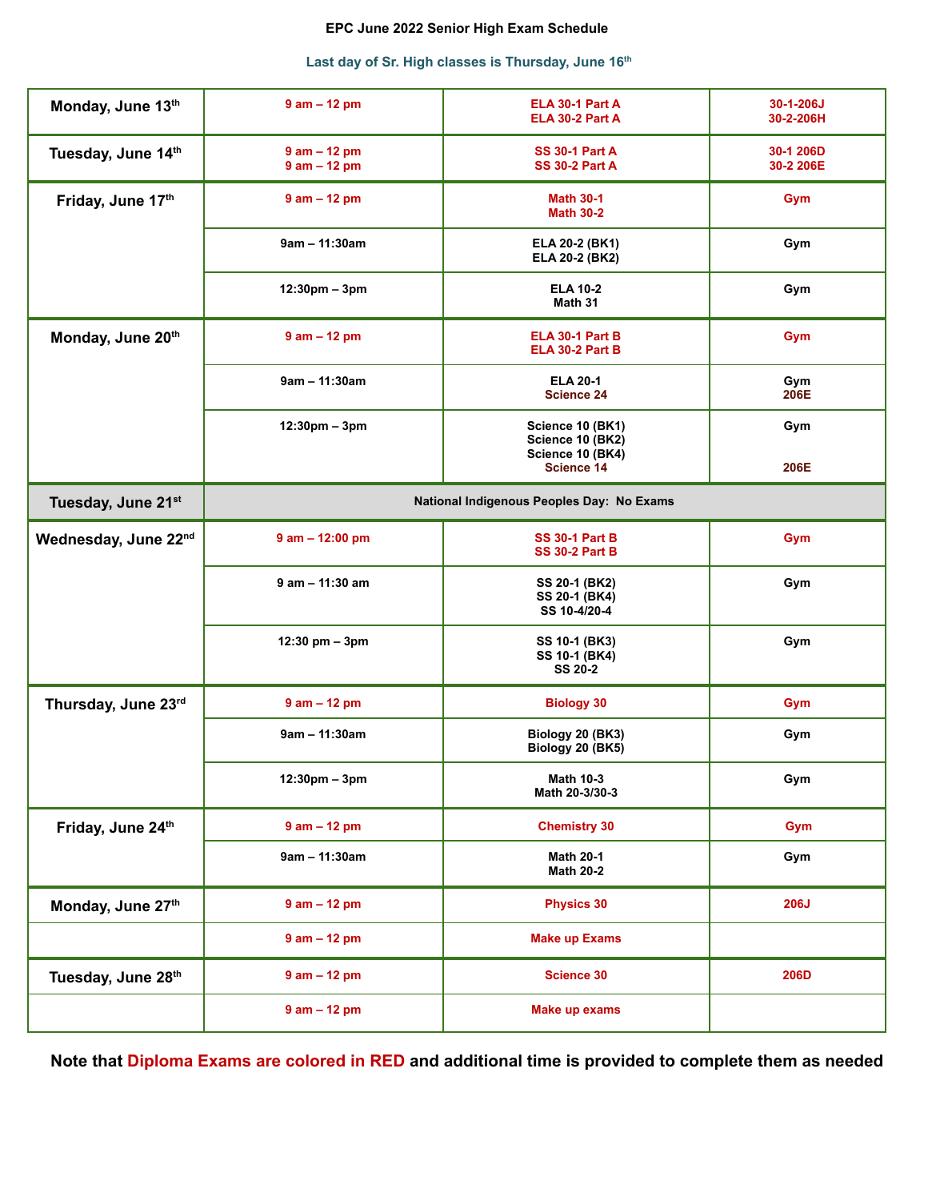**EPC June 2022 Senior High Exam Schedule**

**Last day of Sr. High classes is Thursday, June 16th**

| | | | |
|---|---|---|---|
| **Monday, June 13th** | 9 am – 12 pm | ELA 30-1 Part A<br>ELA 30-2 Part A | 30-1-206J<br>30-2-206H |
| **Tuesday, June 14th** | 9 am – 12 pm<br>9 am – 12 pm | SS 30-1 Part A<br>SS 30-2 Part A | 30-1 206D<br>30-2 206E |
| **Friday, June 17th** | 9 am – 12 pm | Math 30-1<br>Math 30-2 | Gym |
| | 9am – 11:30am | ELA 20-2 (BK1)<br>ELA 20-2 (BK2) | Gym |
| | 12:30pm – 3pm | ELA 10-2<br>Math 31 | Gym |
| **Monday, June 20th** | 9 am – 12 pm | ELA 30-1 Part B<br>ELA 30-2 Part B | Gym |
| | 9am – 11:30am | ELA 20-1<br>Science 24 | Gym<br>206E |
| | 12:30pm – 3pm | Science 10 (BK1)<br>Science 10 (BK2)<br>Science 10 (BK4)<br>Science 14 | Gym<br><br><br>206E |
| **Tuesday, June 21st** | National Indigenous Peoples Day: No Exams | | |
| **Wednesday, June 22nd** | 9 am – 12:00 pm | SS 30-1 Part B<br>SS 30-2 Part B | Gym |
| | 9 am – 11:30 am | SS 20-1 (BK2)<br>SS 20-1 (BK4)<br>SS 10-4/20-4 | Gym |
| | 12:30 pm – 3pm | SS 10-1 (BK3)<br>SS 10-1 (BK4)<br>SS 20-2 | Gym |
| **Thursday, June 23rd** | 9 am – 12 pm | Biology 30 | Gym |
| | 9am – 11:30am | Biology 20 (BK3)<br>Biology 20 (BK5) | Gym |
| | 12:30pm – 3pm | Math 10-3<br>Math 20-3/30-3 | Gym |
| **Friday, June 24th** | 9 am – 12 pm | Chemistry 30 | Gym |
| | 9am – 11:30am | Math 20-1<br>Math 20-2 | Gym |
| **Monday, June 27th** | 9 am – 12 pm | Physics 30 | 206J |
| | 9 am – 12 pm | Make up Exams | |
| **Tuesday, June 28th** | 9 am – 12 pm | Science 30 | 206D |
| | 9 am – 12 pm | Make up exams | |

**Note that Diploma Exams are colored in RED and additional time is provided to complete them as needed**